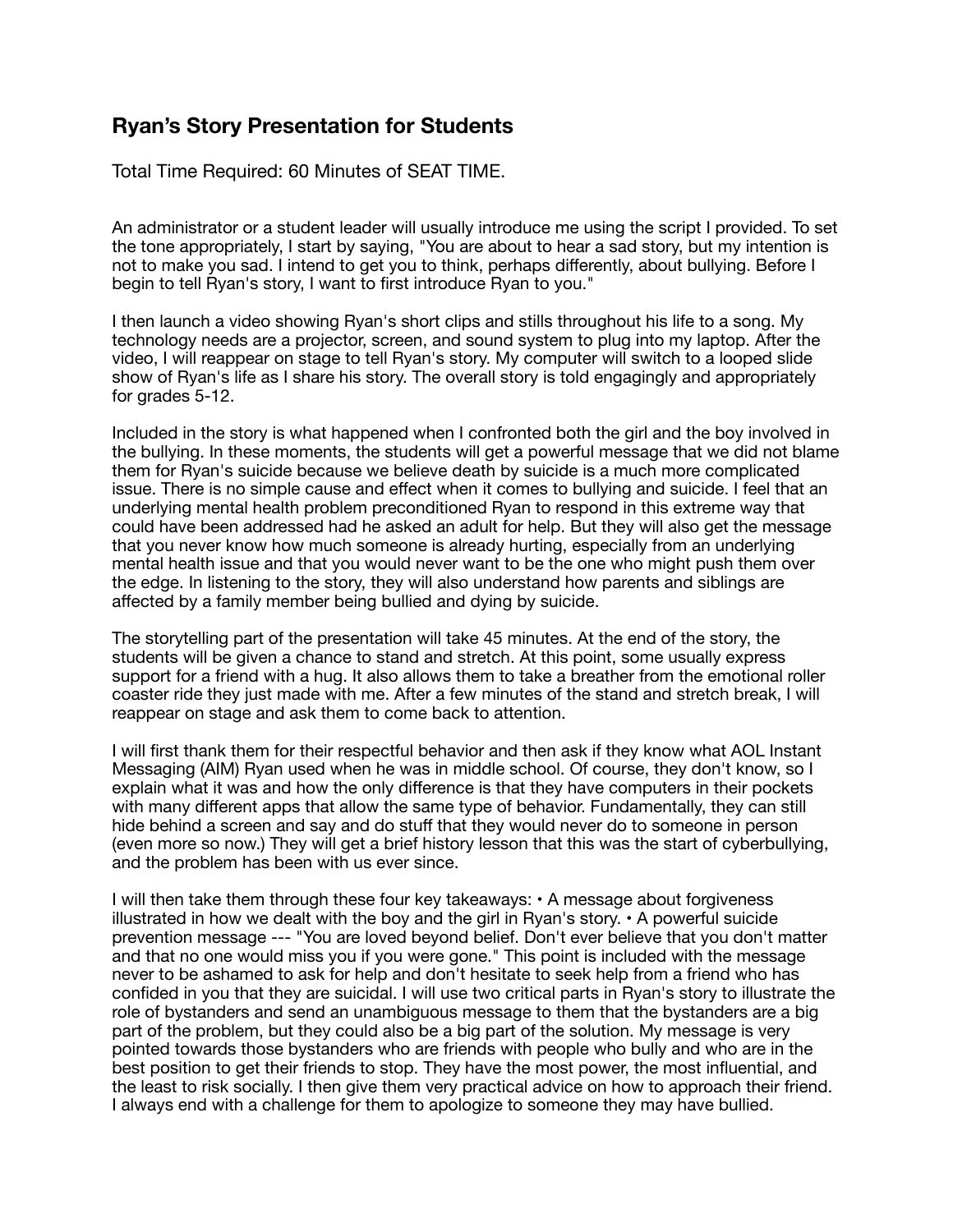## Ryan's Story Presentation for Students

Total Time Required: 60 Minutes of SEAT TIME.

An administrator or a student leader will usually introduce me using the script I provided. To set the tone appropriately, I start by saying, "You are about to hear a sad story, but my intention is not to make you sad. I intend to get you to think, perhaps differently, about bullying. Before I begin to tell Ryan's story, I want to first introduce Ryan to you."

I then launch a video showing Ryan's short clips and stills throughout his life to a song. My technology needs are a projector, screen, and sound system to plug into my laptop. After the video, I will reappear on stage to tell Ryan's story. My computer will switch to a looped slide show of Ryan's life as I share his story. The overall story is told engagingly and appropriately for grades 5-12.

Included in the story is what happened when I confronted both the girl and the boy involved in the bullying. In these moments, the students will get a powerful message that we did not blame them for Ryan's suicide because we believe death by suicide is a much more complicated issue. There is no simple cause and effect when it comes to bullying and suicide. I feel that an underlying mental health problem preconditioned Ryan to respond in this extreme way that could have been addressed had he asked an adult for help. But they will also get the message that you never know how much someone is already hurting, especially from an underlying mental health issue and that you would never want to be the one who might push them over the edge. In listening to the story, they will also understand how parents and siblings are affected by a family member being bullied and dying by suicide.

The storytelling part of the presentation will take 45 minutes. At the end of the story, the students will be given a chance to stand and stretch. At this point, some usually express support for a friend with a hug. It also allows them to take a breather from the emotional roller coaster ride they just made with me. After a few minutes of the stand and stretch break, I will reappear on stage and ask them to come back to attention.

I will first thank them for their respectful behavior and then ask if they know what AOL Instant Messaging (AIM) Ryan used when he was in middle school. Of course, they don't know, so I explain what it was and how the only difference is that they have computers in their pockets with many different apps that allow the same type of behavior. Fundamentally, they can still hide behind a screen and say and do stuff that they would never do to someone in person (even more so now.) They will get a brief history lesson that this was the start of cyberbullying, and the problem has been with us ever since.

I will then take them through these four key takeaways: • A message about forgiveness illustrated in how we dealt with the boy and the girl in Ryan's story. • A powerful suicide prevention message --- "You are loved beyond belief. Don't ever believe that you don't matter and that no one would miss you if you were gone." This point is included with the message never to be ashamed to ask for help and don't hesitate to seek help from a friend who has confided in you that they are suicidal. I will use two critical parts in Ryan's story to illustrate the role of bystanders and send an unambiguous message to them that the bystanders are a big part of the problem, but they could also be a big part of the solution. My message is very pointed towards those bystanders who are friends with people who bully and who are in the best position to get their friends to stop. They have the most power, the most influential, and the least to risk socially. I then give them very practical advice on how to approach their friend. I always end with a challenge for them to apologize to someone they may have bullied.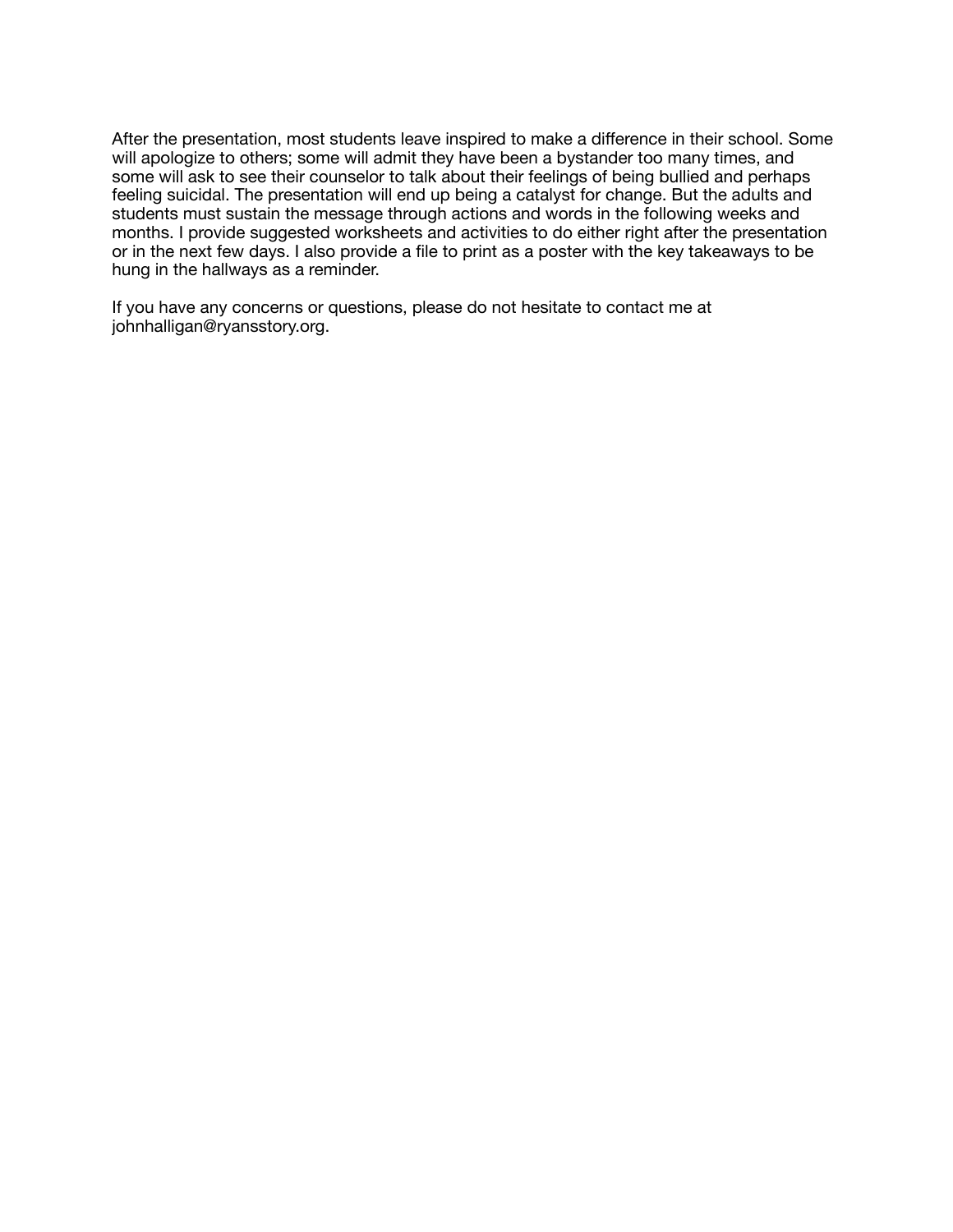After the presentation, most students leave inspired to make a difference in their school. Some will apologize to others; some will admit they have been a bystander too many times, and some will ask to see their counselor to talk about their feelings of being bullied and perhaps feeling suicidal. The presentation will end up being a catalyst for change. But the adults and students must sustain the message through actions and words in the following weeks and months. I provide suggested worksheets and activities to do either right after the presentation or in the next few days. I also provide a file to print as a poster with the key takeaways to be hung in the hallways as a reminder.

If you have any concerns or questions, please do not hesitate to contact me at johnhalligan@ryansstory.org.